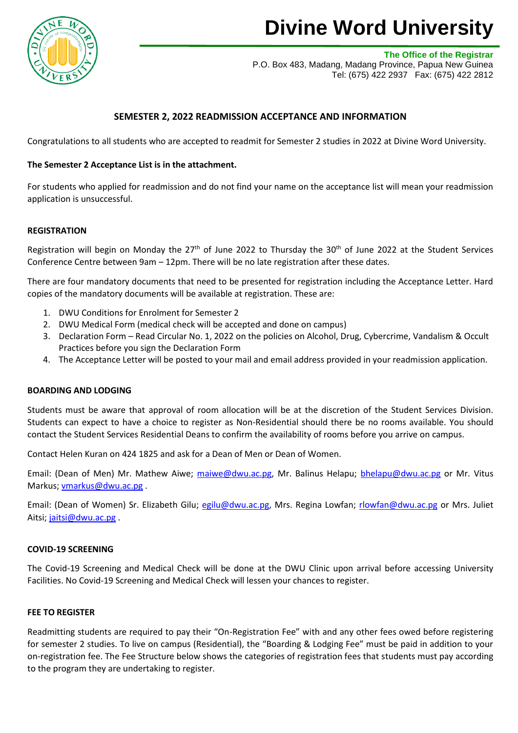# Divine Word University

**The Office of the Registrar**
P.O. Box 483, Madang, Madang Province, Papua New Guinea
Tel: (675) 422 2937 Fax: (675) 422 2812

## SEMESTER 2, 2022 READMISSION ACCEPTANCE AND INFORMATION

Congratulations to all students who are accepted to readmit for Semester 2 studies in 2022 at Divine Word University.

**The Semester 2 Acceptance List is in the attachment.**

For students who applied for readmission and do not find your name on the acceptance list will mean your readmission application is unsuccessful.

### REGISTRATION

Registration will begin on Monday the 27th of June 2022 to Thursday the 30th of June 2022 at the Student Services Conference Centre between 9am – 12pm. There will be no late registration after these dates.

There are four mandatory documents that need to be presented for registration including the Acceptance Letter. Hard copies of the mandatory documents will be available at registration. These are:

1. DWU Conditions for Enrolment for Semester 2
2. DWU Medical Form (medical check will be accepted and done on campus)
3. Declaration Form – Read Circular No. 1, 2022 on the policies on Alcohol, Drug, Cybercrime, Vandalism & Occult Practices before you sign the Declaration Form
4. The Acceptance Letter will be posted to your mail and email address provided in your readmission application.

### BOARDING AND LODGING

Students must be aware that approval of room allocation will be at the discretion of the Student Services Division. Students can expect to have a choice to register as Non-Residential should there be no rooms available. You should contact the Student Services Residential Deans to confirm the availability of rooms before you arrive on campus.

Contact Helen Kuran on 424 1825 and ask for a Dean of Men or Dean of Women.

Email: (Dean of Men) Mr. Mathew Aiwe; maiwe@dwu.ac.pg, Mr. Balinus Helapu; bhelapu@dwu.ac.pg or Mr. Vitus Markus; vmarkus@dwu.ac.pg .

Email: (Dean of Women) Sr. Elizabeth Gilu; egilu@dwu.ac.pg, Mrs. Regina Lowfan; rlowfan@dwu.ac.pg or Mrs. Juliet Aitsi; jaitsi@dwu.ac.pg .

### COVID-19 SCREENING

The Covid-19 Screening and Medical Check will be done at the DWU Clinic upon arrival before accessing University Facilities. No Covid-19 Screening and Medical Check will lessen your chances to register.

### FEE TO REGISTER

Readmitting students are required to pay their "On-Registration Fee" with and any other fees owed before registering for semester 2 studies. To live on campus (Residential), the "Boarding & Lodging Fee" must be paid in addition to your on-registration fee. The Fee Structure below shows the categories of registration fees that students must pay according to the program they are undertaking to register.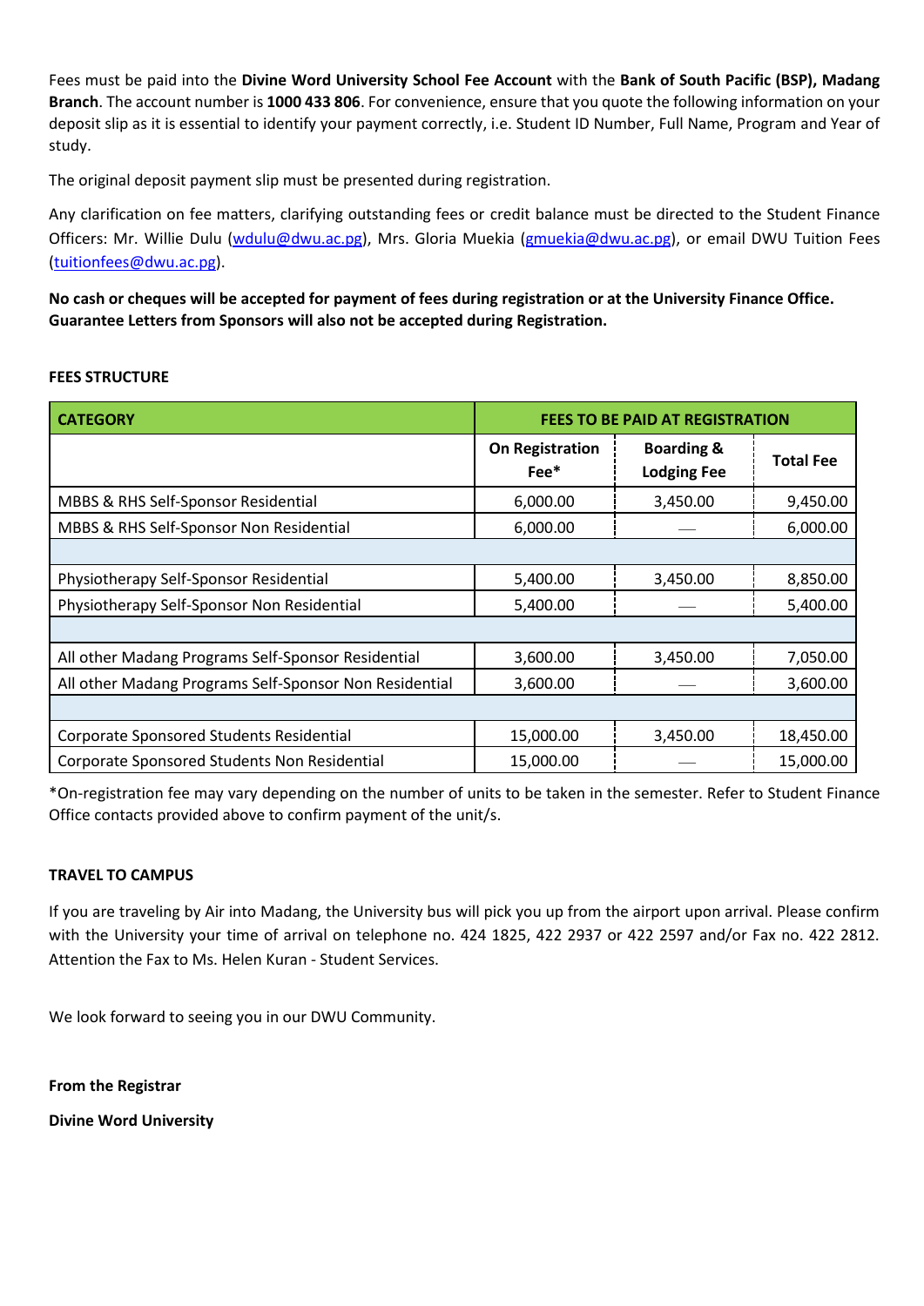Fees must be paid into the **Divine Word University School Fee Account** with the **Bank of South Pacific (BSP), Madang Branch**. The account number is **1000 433 806**. For convenience, ensure that you quote the following information on your deposit slip as it is essential to identify your payment correctly, i.e. Student ID Number, Full Name, Program and Year of study.

The original deposit payment slip must be presented during registration.

Any clarification on fee matters, clarifying outstanding fees or credit balance must be directed to the Student Finance Officers: Mr. Willie Dulu (wdulu@dwu.ac.pg), Mrs. Gloria Muekia (gmuekia@dwu.ac.pg), or email DWU Tuition Fees (tuitionfees@dwu.ac.pg).

**No cash or cheques will be accepted for payment of fees during registration or at the University Finance Office. Guarantee Letters from Sponsors will also not be accepted during Registration.**

**FEES STRUCTURE**

| CATEGORY | FEES TO BE PAID AT REGISTRATION | | |
|---|---|---|---|
| | On Registration Fee* | Boarding & Lodging Fee | Total Fee |
| MBBS & RHS Self-Sponsor Residential | 6,000.00 | 3,450.00 | 9,450.00 |
| MBBS & RHS Self-Sponsor Non Residential | 6,000.00 | — | 6,000.00 |
| | | | |
| Physiotherapy Self-Sponsor Residential | 5,400.00 | 3,450.00 | 8,850.00 |
| Physiotherapy Self-Sponsor Non Residential | 5,400.00 | — | 5,400.00 |
| | | | |
| All other Madang Programs Self-Sponsor Residential | 3,600.00 | 3,450.00 | 7,050.00 |
| All other Madang Programs Self-Sponsor Non Residential | 3,600.00 | — | 3,600.00 |
| | | | |
| Corporate Sponsored Students Residential | 15,000.00 | 3,450.00 | 18,450.00 |
| Corporate Sponsored Students Non Residential | 15,000.00 | — | 15,000.00 |

*On-registration fee may vary depending on the number of units to be taken in the semester. Refer to Student Finance Office contacts provided above to confirm payment of the unit/s.

**TRAVEL TO CAMPUS**

If you are traveling by Air into Madang, the University bus will pick you up from the airport upon arrival. Please confirm with the University your time of arrival on telephone no. 424 1825, 422 2937 or 422 2597 and/or Fax no. 422 2812. Attention the Fax to Ms. Helen Kuran - Student Services.

We look forward to seeing you in our DWU Community.

**From the Registrar**

**Divine Word University**